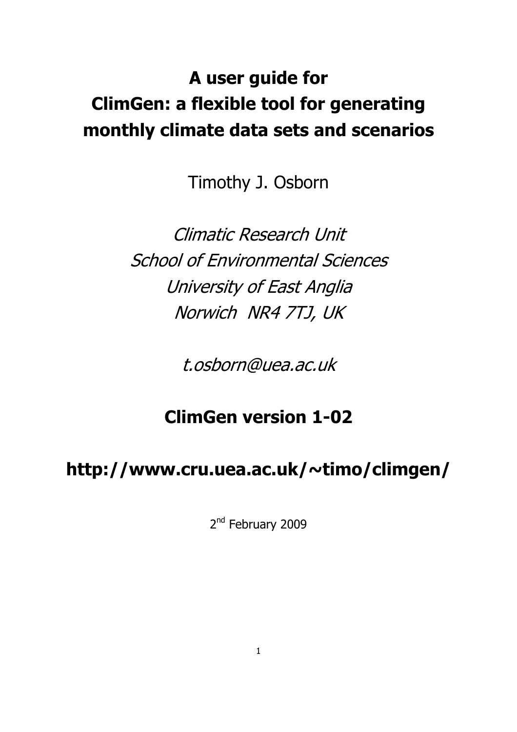# A user guide for ClimGen: a flexible tool for generating monthly climate data sets and scenarios

Timothy J. Osborn

*Climatic Research Unit*
*School of Environmental Sciences*
*University of East Anglia*
*Norwich NR4 7TJ, UK*

*t.osborn@uea.ac.uk*

## ClimGen version 1-02

## http://www.cru.uea.ac.uk/~timo/climgen/

2nd February 2009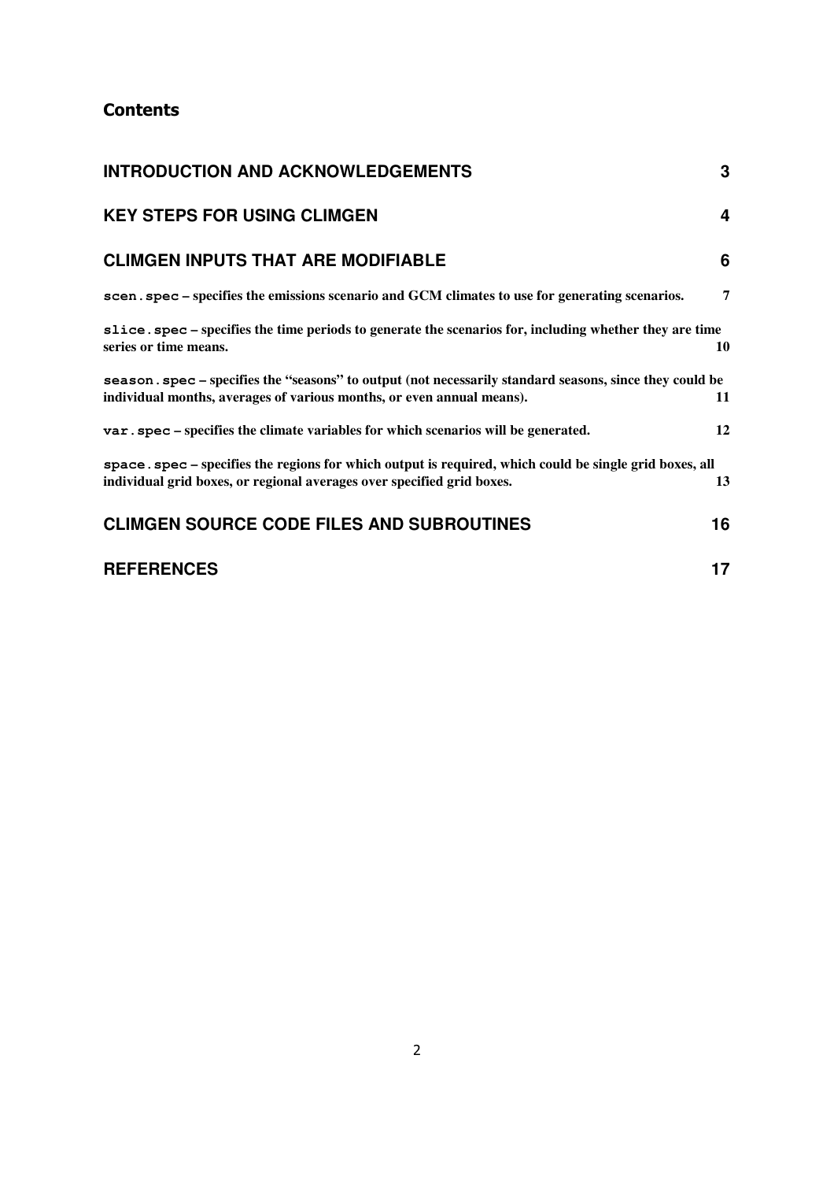## Contents

**INTRODUCTION AND ACKNOWLEDGEMENTS** 3

**KEY STEPS FOR USING CLIMGEN** 4

**CLIMGEN INPUTS THAT ARE MODIFIABLE** 6

**`scen.spec` – specifies the emissions scenario and GCM climates to use for generating scenarios.** 7

**`slice.spec` – specifies the time periods to generate the scenarios for, including whether they are time series or time means.** 10

**`season.spec` – specifies the "seasons" to output (not necessarily standard seasons, since they could be individual months, averages of various months, or even annual means).** 11

**`var.spec` – specifies the climate variables for which scenarios will be generated.** 12

**`space.spec` – specifies the regions for which output is required, which could be single grid boxes, all individual grid boxes, or regional averages over specified grid boxes.** 13

**CLIMGEN SOURCE CODE FILES AND SUBROUTINES** 16

**REFERENCES** 17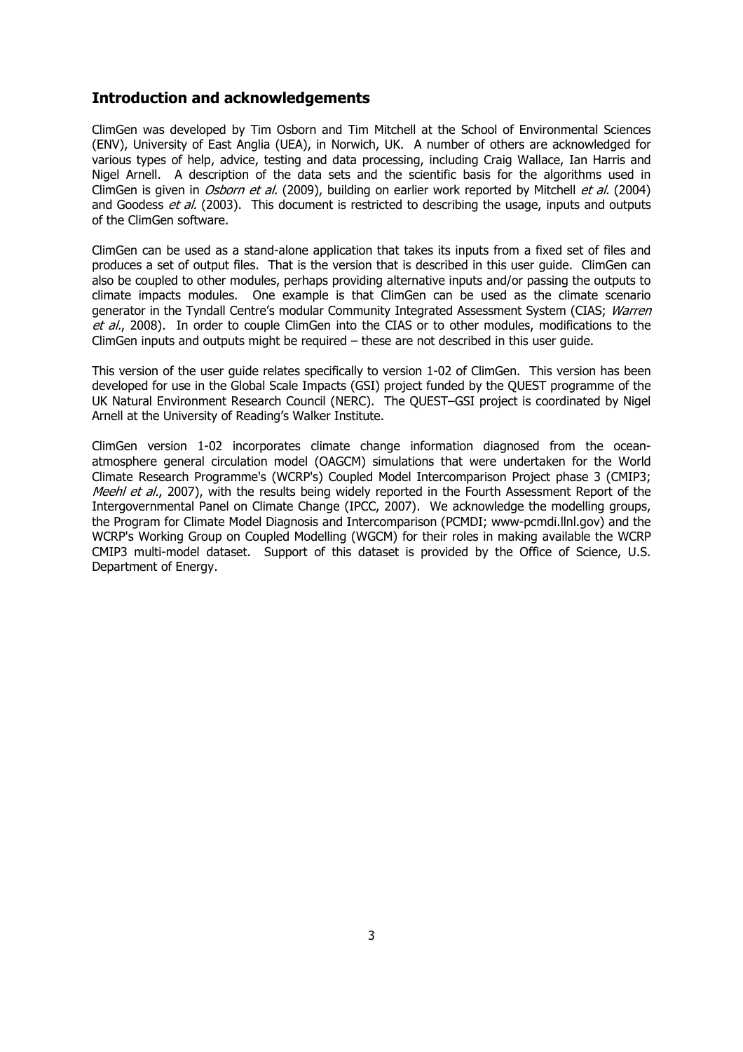## Introduction and acknowledgements

ClimGen was developed by Tim Osborn and Tim Mitchell at the School of Environmental Sciences (ENV), University of East Anglia (UEA), in Norwich, UK. A number of others are acknowledged for various types of help, advice, testing and data processing, including Craig Wallace, Ian Harris and Nigel Arnell. A description of the data sets and the scientific basis for the algorithms used in ClimGen is given in *Osborn et al.* (2009), building on earlier work reported by Mitchell *et al.* (2004) and Goodess *et al.* (2003). This document is restricted to describing the usage, inputs and outputs of the ClimGen software.

ClimGen can be used as a stand-alone application that takes its inputs from a fixed set of files and produces a set of output files. That is the version that is described in this user guide. ClimGen can also be coupled to other modules, perhaps providing alternative inputs and/or passing the outputs to climate impacts modules. One example is that ClimGen can be used as the climate scenario generator in the Tyndall Centre's modular Community Integrated Assessment System (CIAS; *Warren et al.*, 2008). In order to couple ClimGen into the CIAS or to other modules, modifications to the ClimGen inputs and outputs might be required – these are not described in this user guide.

This version of the user guide relates specifically to version 1-02 of ClimGen. This version has been developed for use in the Global Scale Impacts (GSI) project funded by the QUEST programme of the UK Natural Environment Research Council (NERC). The QUEST–GSI project is coordinated by Nigel Arnell at the University of Reading's Walker Institute.

ClimGen version 1-02 incorporates climate change information diagnosed from the ocean-atmosphere general circulation model (OAGCM) simulations that were undertaken for the World Climate Research Programme's (WCRP's) Coupled Model Intercomparison Project phase 3 (CMIP3; *Meehl et al.*, 2007), with the results being widely reported in the Fourth Assessment Report of the Intergovernmental Panel on Climate Change (IPCC, 2007). We acknowledge the modelling groups, the Program for Climate Model Diagnosis and Intercomparison (PCMDI; www-pcmdi.llnl.gov) and the WCRP's Working Group on Coupled Modelling (WGCM) for their roles in making available the WCRP CMIP3 multi-model dataset. Support of this dataset is provided by the Office of Science, U.S. Department of Energy.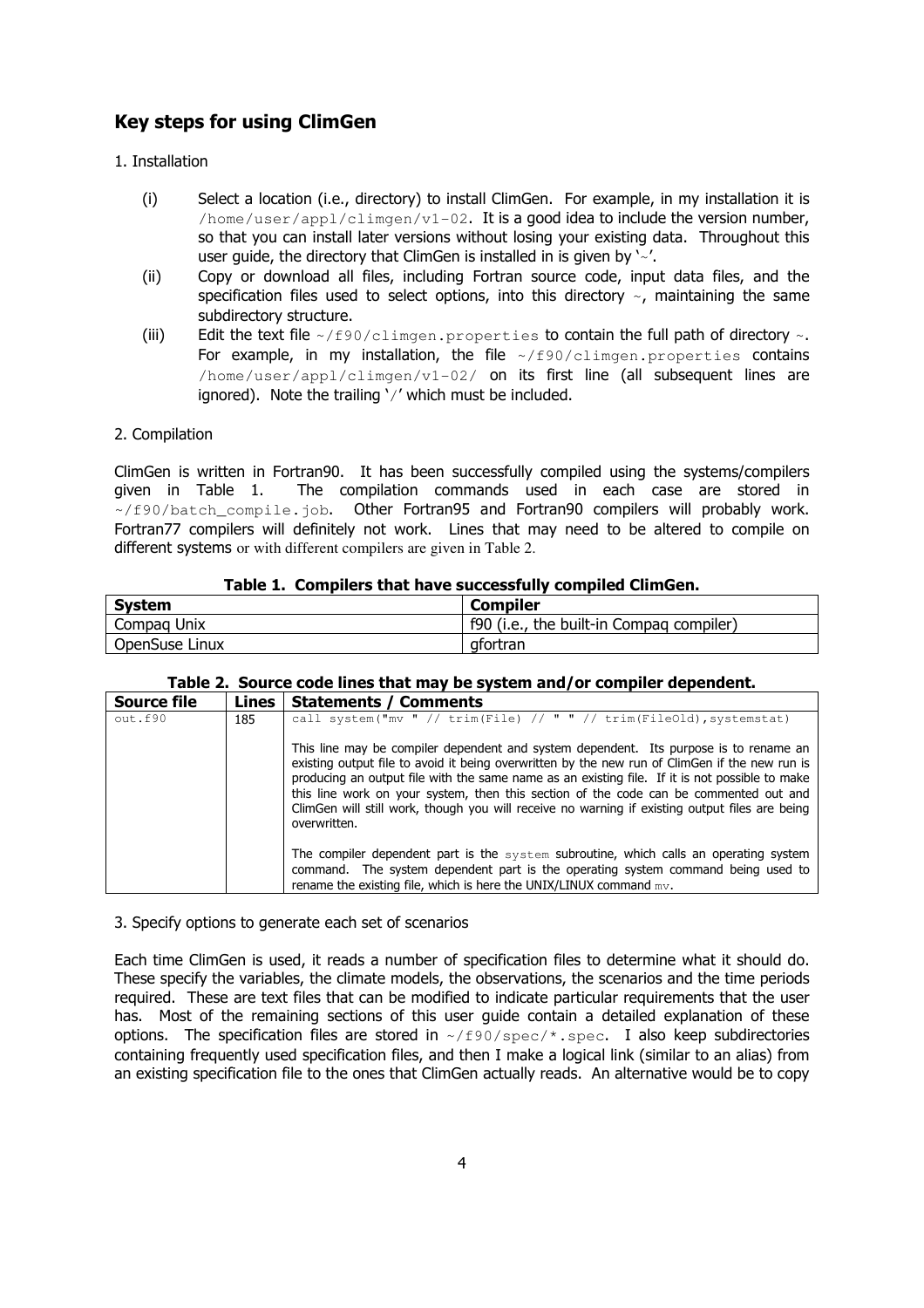## Key steps for using ClimGen

1. Installation

(i) Select a location (i.e., directory) to install ClimGen. For example, in my installation it is `/home/user/appl/climgen/v1-02`. It is a good idea to include the version number, so that you can install later versions without losing your existing data. Throughout this user guide, the directory that ClimGen is installed in is given by '`~`'.

(ii) Copy or download all files, including Fortran source code, input data files, and the specification files used to select options, into this directory `~`, maintaining the same subdirectory structure.

(iii) Edit the text file `~/f90/climgen.properties` to contain the full path of directory `~`. For example, in my installation, the file `~/f90/climgen.properties` contains `/home/user/appl/climgen/v1-02/` on its first line (all subsequent lines are ignored). Note the trailing '`/`' which must be included.

2. Compilation

ClimGen is written in Fortran90. It has been successfully compiled using the systems/compilers given in Table 1. The compilation commands used in each case are stored in `~/f90/batch_compile.job`. Other Fortran95 and Fortran90 compilers will probably work. Fortran77 compilers will definitely not work. Lines that may need to be altered to compile on different systems or with different compilers are given in Table 2.

**Table 1. Compilers that have successfully compiled ClimGen.**

| System | Compiler |
|---|---|
| Compaq Unix | f90 (i.e., the built-in Compaq compiler) |
| OpenSuse Linux | gfortran |

**Table 2. Source code lines that may be system and/or compiler dependent.**

| Source file | Lines | Statements / Comments |
|---|---|---|
| `out.f90` | 185 | `call system("mv " // trim(File) // " " // trim(FileOld),systemstat)`<br><br>This line may be compiler dependent and system dependent. Its purpose is to rename an existing output file to avoid it being overwritten by the new run of ClimGen if the new run is producing an output file with the same name as an existing file. If it is not possible to make this line work on your system, then this section of the code can be commented out and ClimGen will still work, though you will receive no warning if existing output files are being overwritten.<br><br>The compiler dependent part is the `system` subroutine, which calls an operating system command. The system dependent part is the operating system command being used to rename the existing file, which is here the UNIX/LINUX command `mv`. |

3. Specify options to generate each set of scenarios

Each time ClimGen is used, it reads a number of specification files to determine what it should do. These specify the variables, the climate models, the observations, the scenarios and the time periods required. These are text files that can be modified to indicate particular requirements that the user has. Most of the remaining sections of this user guide contain a detailed explanation of these options. The specification files are stored in `~/f90/spec/*.spec`. I also keep subdirectories containing frequently used specification files, and then I make a logical link (similar to an alias) from an existing specification file to the ones that ClimGen actually reads. An alternative would be to copy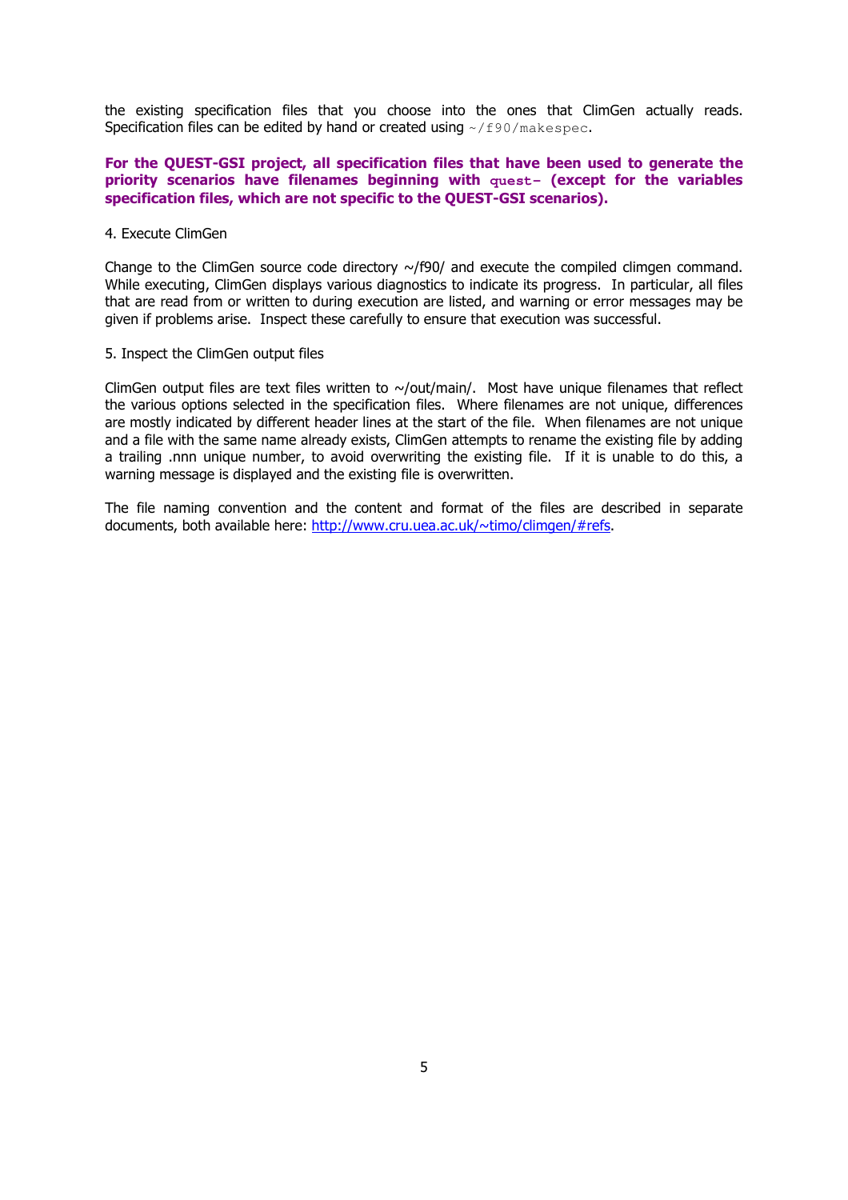the existing specification files that you choose into the ones that ClimGen actually reads. Specification files can be edited by hand or created using `~/f90/makespec`.

**For the QUEST-GSI project, all specification files that have been used to generate the priority scenarios have filenames beginning with `quest-` (except for the variables specification files, which are not specific to the QUEST-GSI scenarios).**

4. Execute ClimGen

Change to the ClimGen source code directory ~/f90/ and execute the compiled climgen command. While executing, ClimGen displays various diagnostics to indicate its progress. In particular, all files that are read from or written to during execution are listed, and warning or error messages may be given if problems arise. Inspect these carefully to ensure that execution was successful.

5. Inspect the ClimGen output files

ClimGen output files are text files written to ~/out/main/. Most have unique filenames that reflect the various options selected in the specification files. Where filenames are not unique, differences are mostly indicated by different header lines at the start of the file. When filenames are not unique and a file with the same name already exists, ClimGen attempts to rename the existing file by adding a trailing .nnn unique number, to avoid overwriting the existing file. If it is unable to do this, a warning message is displayed and the existing file is overwritten.

The file naming convention and the content and format of the files are described in separate documents, both available here: [http://www.cru.uea.ac.uk/~timo/climgen/#refs](http://www.cru.uea.ac.uk/~timo/climgen/#refs).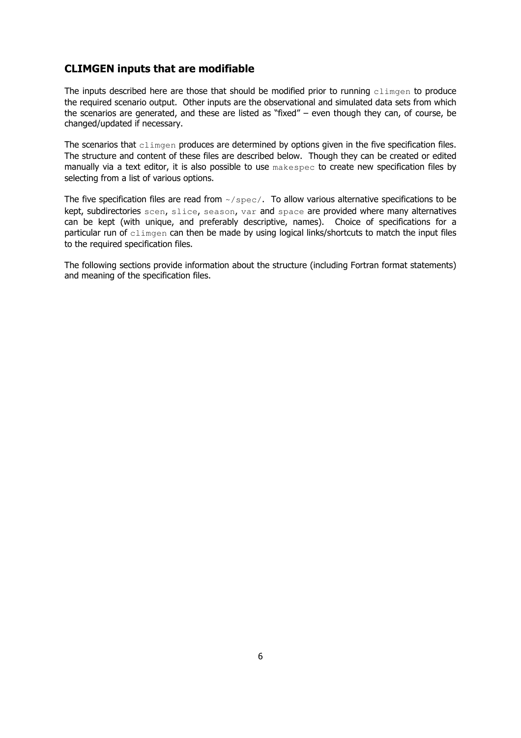## CLIMGEN inputs that are modifiable

The inputs described here are those that should be modified prior to running `climgen` to produce the required scenario output. Other inputs are the observational and simulated data sets from which the scenarios are generated, and these are listed as "fixed" – even though they can, of course, be changed/updated if necessary.

The scenarios that `climgen` produces are determined by options given in the five specification files. The structure and content of these files are described below. Though they can be created or edited manually via a text editor, it is also possible to use `makespec` to create new specification files by selecting from a list of various options.

The five specification files are read from `~/spec/`. To allow various alternative specifications to be kept, subdirectories `scen`, `slice`, `season`, `var` and `space` are provided where many alternatives can be kept (with unique, and preferably descriptive, names). Choice of specifications for a particular run of `climgen` can then be made by using logical links/shortcuts to match the input files to the required specification files.

The following sections provide information about the structure (including Fortran format statements) and meaning of the specification files.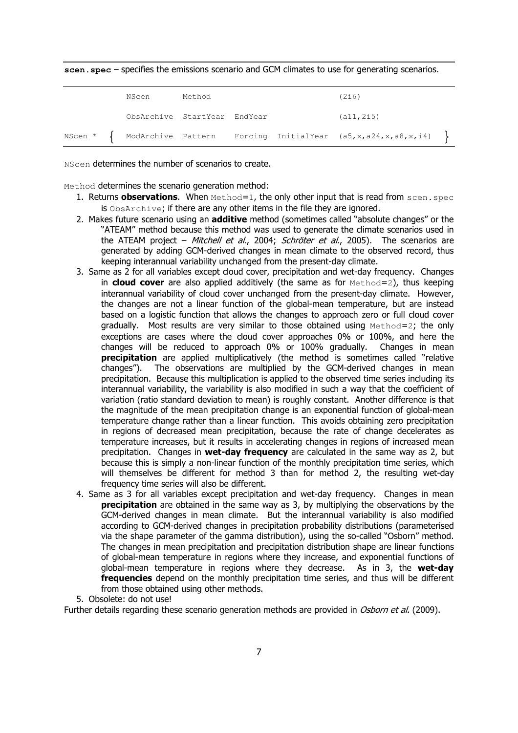**scen.spec** – specifies the emissions scenario and GCM climates to use for generating scenarios.

|  | | | | | |
|---|---|---|---|---|---|
|  | NScen | Method | | | (2i6) |
|  | ObsArchive | StartYear | EndYear | | (a11,2i5) |
| NScen * { | ModArchive | Pattern | Forcing | InitialYear | (a5,x,a24,x,a8,x,i4) } |

NScen determines the number of scenarios to create.

Method determines the scenario generation method:

1. Returns **observations**. When Method=1, the only other input that is read from scen.spec is ObsArchive; if there are any other items in the file they are ignored.
2. Makes future scenario using an **additive** method (sometimes called "absolute changes" or the "ATEAM" method because this method was used to generate the climate scenarios used in the ATEAM project – *Mitchell et al.*, 2004; *Schröter et al.*, 2005). The scenarios are generated by adding GCM-derived changes in mean climate to the observed record, thus keeping interannual variability unchanged from the present-day climate.
3. Same as 2 for all variables except cloud cover, precipitation and wet-day frequency. Changes in **cloud cover** are also applied additively (the same as for Method=2), thus keeping interannual variability of cloud cover unchanged from the present-day climate. However, the changes are not a linear function of the global-mean temperature, but are instead based on a logistic function that allows the changes to approach zero or full cloud cover gradually. Most results are very similar to those obtained using Method=2; the only exceptions are cases where the cloud cover approaches 0% or 100%, and here the changes will be reduced to approach 0% or 100% gradually. Changes in mean **precipitation** are applied multiplicatively (the method is sometimes called "relative changes"). The observations are multiplied by the GCM-derived changes in mean precipitation. Because this multiplication is applied to the observed time series including its interannual variability, the variability is also modified in such a way that the coefficient of variation (ratio standard deviation to mean) is roughly constant. Another difference is that the magnitude of the mean precipitation change is an exponential function of global-mean temperature change rather than a linear function. This avoids obtaining zero precipitation in regions of decreased mean precipitation, because the rate of change decelerates as temperature increases, but it results in accelerating changes in regions of increased mean precipitation. Changes in **wet-day frequency** are calculated in the same way as 2, but because this is simply a non-linear function of the monthly precipitation time series, which will themselves be different for method 3 than for method 2, the resulting wet-day frequency time series will also be different.
4. Same as 3 for all variables except precipitation and wet-day frequency. Changes in mean **precipitation** are obtained in the same way as 3, by multiplying the observations by the GCM-derived changes in mean climate. But the interannual variability is also modified according to GCM-derived changes in precipitation probability distributions (parameterised via the shape parameter of the gamma distribution), using the so-called "Osborn" method. The changes in mean precipitation and precipitation distribution shape are linear functions of global-mean temperature in regions where they increase, and exponential functions of global-mean temperature in regions where they decrease. As in 3, the **wet-day frequencies** depend on the monthly precipitation time series, and thus will be different from those obtained using other methods.
5. Obsolete: do not use!

Further details regarding these scenario generation methods are provided in *Osborn et al.* (2009).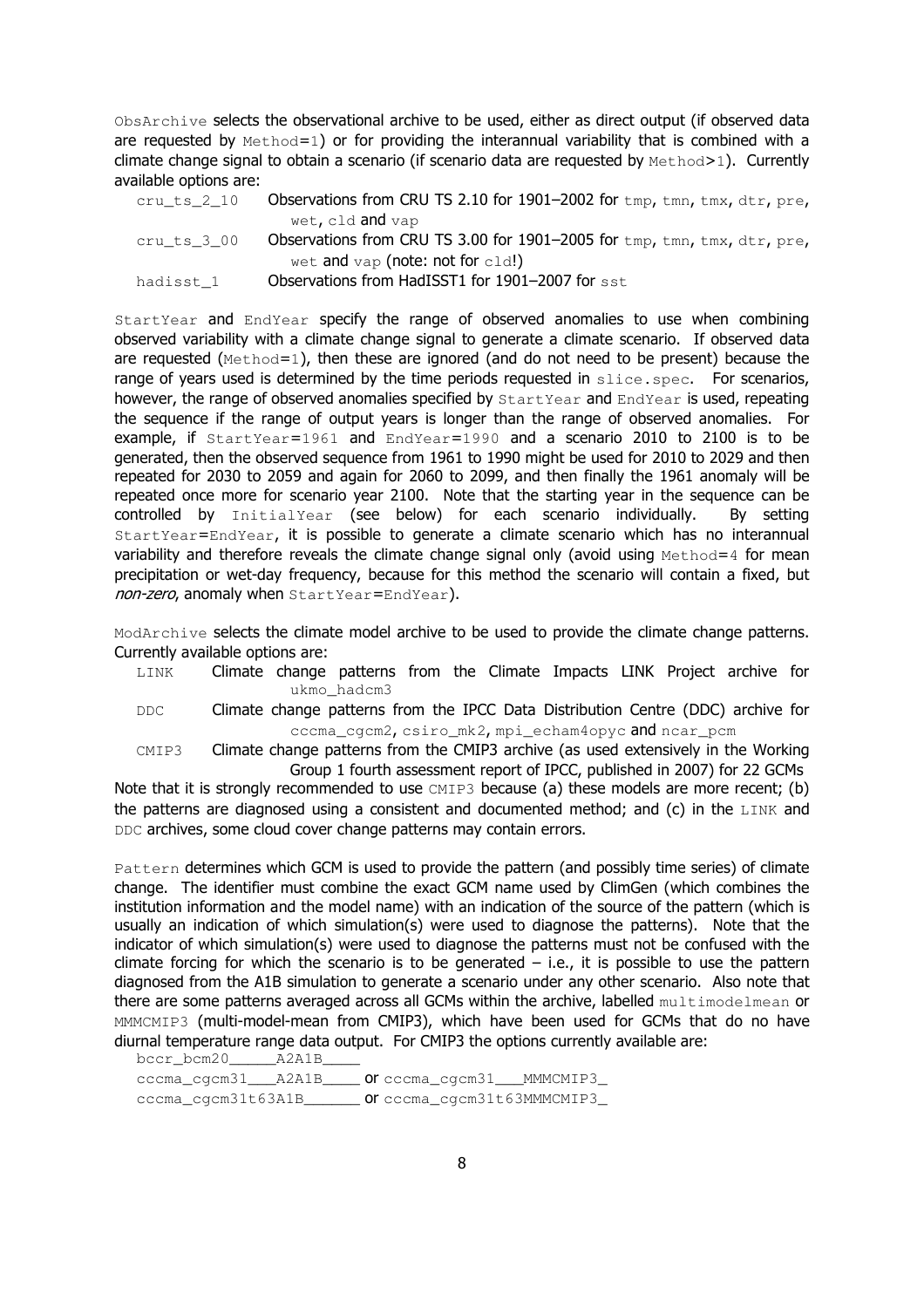`ObsArchive` selects the observational archive to be used, either as direct output (if observed data are requested by `Method=1`) or for providing the interannual variability that is combined with a climate change signal to obtain a scenario (if scenario data are requested by `Method>1`). Currently available options are:

- `cru_ts_2_10` Observations from CRU TS 2.10 for 1901–2002 for `tmp`, `tmn`, `tmx`, `dtr`, `pre`, `wet`, `cld` and `vap`
- `cru_ts_3_00` Observations from CRU TS 3.00 for 1901–2005 for `tmp`, `tmn`, `tmx`, `dtr`, `pre`, `wet` and `vap` (note: not for `cld`!)
- `hadisst_1` Observations from HadISST1 for 1901–2007 for `sst`

`StartYear` and `EndYear` specify the range of observed anomalies to use when combining observed variability with a climate change signal to generate a climate scenario. If observed data are requested (`Method=1`), then these are ignored (and do not need to be present) because the range of years used is determined by the time periods requested in `slice.spec`. For scenarios, however, the range of observed anomalies specified by `StartYear` and `EndYear` is used, repeating the sequence if the range of output years is longer than the range of observed anomalies. For example, if `StartYear=1961` and `EndYear=1990` and a scenario 2010 to 2100 is to be generated, then the observed sequence from 1961 to 1990 might be used for 2010 to 2029 and then repeated for 2030 to 2059 and again for 2060 to 2099, and then finally the 1961 anomaly will be repeated once more for scenario year 2100. Note that the starting year in the sequence can be controlled by `InitialYear` (see below) for each scenario individually. By setting `StartYear=EndYear`, it is possible to generate a climate scenario which has no interannual variability and therefore reveals the climate change signal only (avoid using `Method=4` for mean precipitation or wet-day frequency, because for this method the scenario will contain a fixed, but *non-zero*, anomaly when `StartYear=EndYear`).

`ModArchive` selects the climate model archive to be used to provide the climate change patterns. Currently available options are:

- `LINK` Climate change patterns from the Climate Impacts LINK Project archive for `ukmo_hadcm3`
- `DDC` Climate change patterns from the IPCC Data Distribution Centre (DDC) archive for `cccma_cgcm2`, `csiro_mk2`, `mpi_echam4opyc` and `ncar_pcm`
- `CMIP3` Climate change patterns from the CMIP3 archive (as used extensively in the Working Group 1 fourth assessment report of IPCC, published in 2007) for 22 GCMs

Note that it is strongly recommended to use `CMIP3` because (a) these models are more recent; (b) the patterns are diagnosed using a consistent and documented method; and (c) in the `LINK` and `DDC` archives, some cloud cover change patterns may contain errors.

`Pattern` determines which GCM is used to provide the pattern (and possibly time series) of climate change. The identifier must combine the exact GCM name used by ClimGen (which combines the institution information and the model name) with an indication of the source of the pattern (which is usually an indication of which simulation(s) were used to diagnose the patterns). Note that the indicator of which simulation(s) were used to diagnose the patterns must not be confused with the climate forcing for which the scenario is to be generated – i.e., it is possible to use the pattern diagnosed from the A1B simulation to generate a scenario under any other scenario. Also note that there are some patterns averaged across all GCMs within the archive, labelled `multimodelmean` or `MMMCMIP3` (multi-model-mean from CMIP3), which have been used for GCMs that do no have diurnal temperature range data output. For CMIP3 the options currently available are:

`bccr_bcm20______A2A1B_____`
`cccma_cgcm31____A2A1B_____` or `cccma_cgcm31____MMMCMIP3_`
`cccma_cgcm31t63A1B_______` or `cccma_cgcm31t63MMMCMIP3_`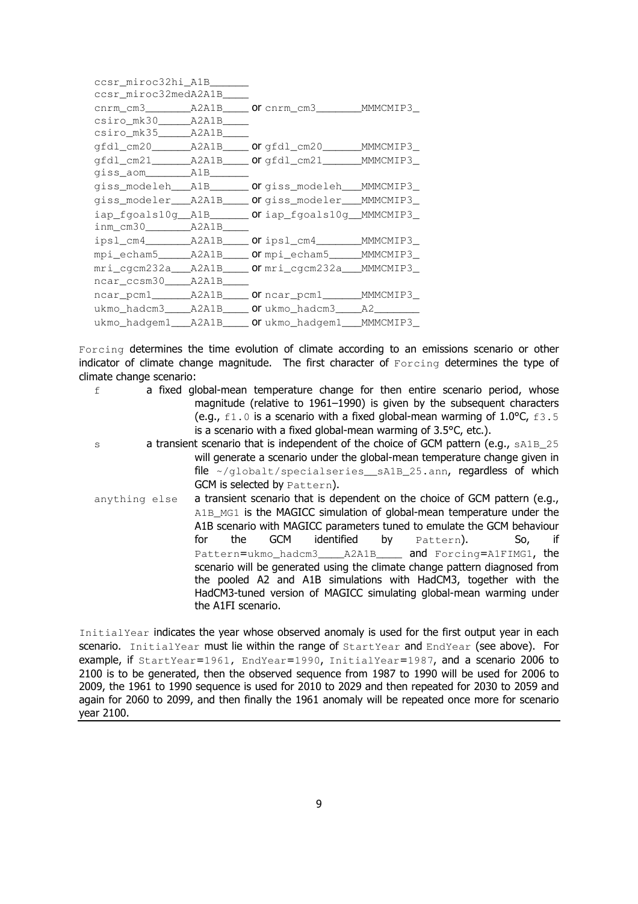```
ccsr_miroc32hi_A1B______
ccsr_miroc32medA2A1B____
cnrm_cm3_______A2A1B____ or cnrm_cm3_______MMMCMIP3_
csiro_mk30_____A2A1B____
csiro_mk35_____A2A1B____
gfdl_cm20______A2A1B____ or gfdl_cm20______MMMCMIP3_
gfdl_cm21______A2A1B____ or gfdl_cm21______MMMCMIP3_
giss_aom_______A1B______
giss_modeleh___A1B______ or giss_modeleh___MMMCMIP3_
giss_modeler___A2A1B____ or giss_modeler___MMMCMIP3_
iap_fgoals10g__A1B______ or iap_fgoals10g__MMMCMIP3_
inm_cm30_______A2A1B____
ipsl_cm4_______A2A1B____ or ipsl_cm4_______MMMCMIP3_
mpi_echam5_____A2A1B____ or mpi_echam5_____MMMCMIP3_
mri_cgcm232a___A2A1B____ or mri_cgcm232a___MMMCMIP3_
ncar_ccsm30____A2A1B____
ncar_pcm1______A2A1B____ or ncar_pcm1______MMMCMIP3_
ukmo_hadcm3____A2A1B____ or ukmo_hadcm3____A2_______
ukmo_hadgem1___A2A1B____ or ukmo_hadgem1___MMMCMIP3_
```

`Forcing` determines the time evolution of climate according to an emissions scenario or other indicator of climate change magnitude. The first character of `Forcing` determines the type of climate change scenario:

- `f` — a fixed global-mean temperature change for then entire scenario period, whose magnitude (relative to 1961–1990) is given by the subsequent characters (e.g., `f1.0` is a scenario with a fixed global-mean warming of 1.0°C, `f3.5` is a scenario with a fixed global-mean warming of 3.5°C, etc.).
- `s` — a transient scenario that is independent of the choice of GCM pattern (e.g., `sA1B_25` will generate a scenario under the global-mean temperature change given in file `~/globalt/specialseries__sA1B_25.ann`, regardless of which GCM is selected by `Pattern`).
- `anything else` — a transient scenario that is dependent on the choice of GCM pattern (e.g., `A1B_MG1` is the MAGICC simulation of global-mean temperature under the A1B scenario with MAGICC parameters tuned to emulate the GCM behaviour for the GCM identified by `Pattern`). So, if `Pattern=ukmo_hadcm3____A2A1B____` and `Forcing=A1FIMG1`, the scenario will be generated using the climate change pattern diagnosed from the pooled A2 and A1B simulations with HadCM3, together with the HadCM3-tuned version of MAGICC simulating global-mean warming under the A1FI scenario.

`InitialYear` indicates the year whose observed anomaly is used for the first output year in each scenario. `InitialYear` must lie within the range of `StartYear` and `EndYear` (see above). For example, if `StartYear=1961`, `EndYear=1990`, `InitialYear=1987`, and a scenario 2006 to 2100 is to be generated, then the observed sequence from 1987 to 1990 will be used for 2006 to 2009, the 1961 to 1990 sequence is used for 2010 to 2029 and then repeated for 2030 to 2059 and again for 2060 to 2099, and then finally the 1961 anomaly will be repeated once more for scenario year 2100.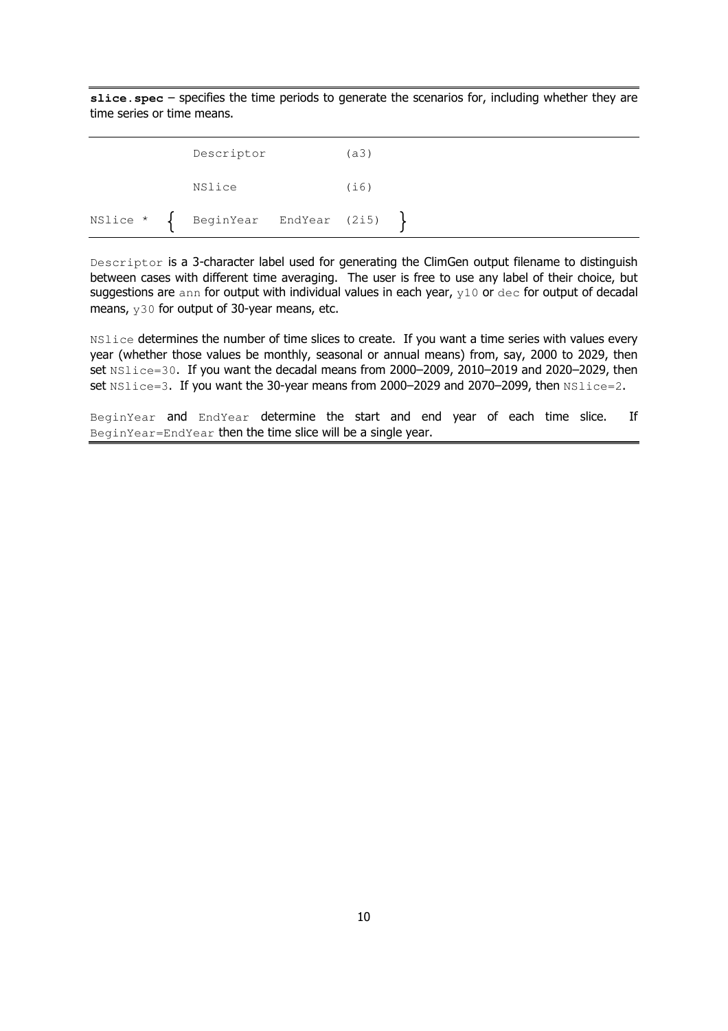**slice.spec** – specifies the time periods to generate the scenarios for, including whether they are time series or time means.

```
             Descriptor             (a3)

             NSlice                 (i6)

NSlice *  {  BeginYear  EndYear  (2i5)  }
```

Descriptor is a 3-character label used for generating the ClimGen output filename to distinguish between cases with different time averaging. The user is free to use any label of their choice, but suggestions are `ann` for output with individual values in each year, `y10` or `dec` for output of decadal means, `y30` for output of 30-year means, etc.

`NSlice` determines the number of time slices to create. If you want a time series with values every year (whether those values be monthly, seasonal or annual means) from, say, 2000 to 2029, then set `NSlice=30`. If you want the decadal means from 2000–2009, 2010–2019 and 2020–2029, then set `NSlice=3`. If you want the 30-year means from 2000–2029 and 2070–2099, then `NSlice=2`.

`BeginYear` and `EndYear` determine the start and end year of each time slice. If `BeginYear=EndYear` then the time slice will be a single year.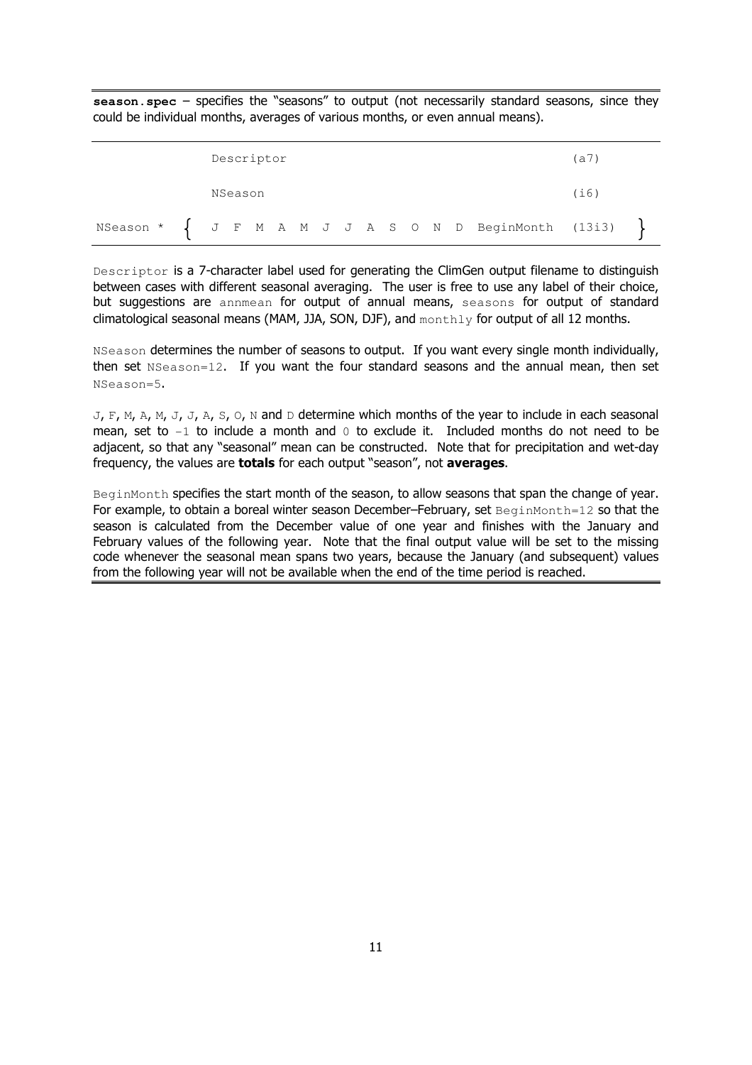**season.spec** – specifies the "seasons" to output (not necessarily standard seasons, since they could be individual months, averages of various months, or even annual means).

```
            Descriptor                                          (a7)

            NSeason                                             (i6)

NSeason *  {  J  F  M  A  M  J  J  A  S  O  N  D  BeginMonth  (13i3)  }
```

`Descriptor` is a 7-character label used for generating the ClimGen output filename to distinguish between cases with different seasonal averaging. The user is free to use any label of their choice, but suggestions are `annmean` for output of annual means, `seasons` for output of standard climatological seasonal means (MAM, JJA, SON, DJF), and `monthly` for output of all 12 months.

`NSeason` determines the number of seasons to output. If you want every single month individually, then set `NSeason=12`. If you want the four standard seasons and the annual mean, then set `NSeason=5`.

`J`, `F`, `M`, `A`, `M`, `J`, `J`, `A`, `S`, `O`, `N` and `D` determine which months of the year to include in each seasonal mean, set to `-1` to include a month and `0` to exclude it. Included months do not need to be adjacent, so that any "seasonal" mean can be constructed. Note that for precipitation and wet-day frequency, the values are **totals** for each output "season", not **averages**.

`BeginMonth` specifies the start month of the season, to allow seasons that span the change of year. For example, to obtain a boreal winter season December–February, set `BeginMonth=12` so that the season is calculated from the December value of one year and finishes with the January and February values of the following year. Note that the final output value will be set to the missing code whenever the seasonal mean spans two years, because the January (and subsequent) values from the following year will not be available when the end of the time period is reached.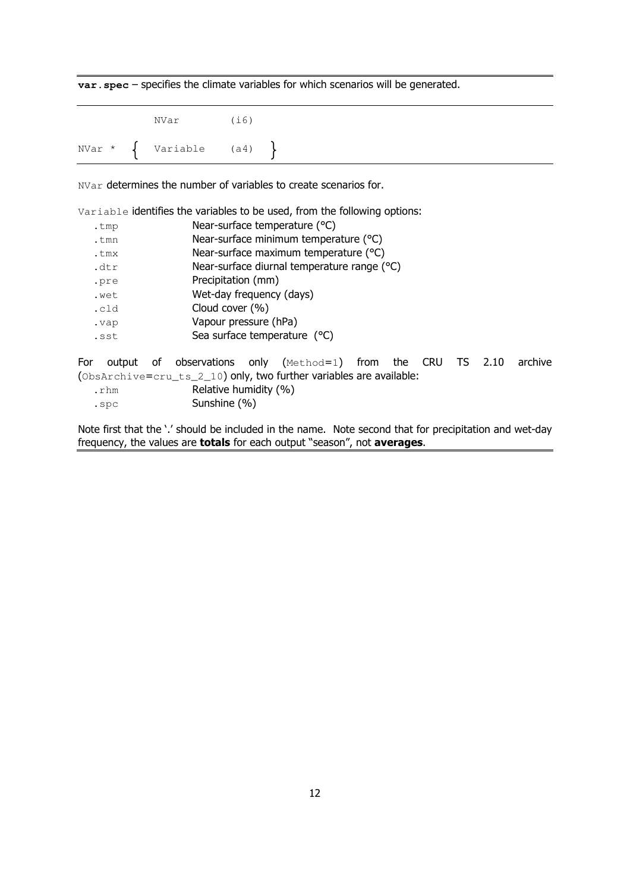**`var.spec`** – specifies the climate variables for which scenarios will be generated.

```
             NVar        (i6)
NVar *  {   Variable    (a4)   }
```

`NVar` determines the number of variables to create scenarios for.

`Variable` identifies the variables to be used, from the following options:

| | |
|---|---|
| `.tmp` | Near-surface temperature (°C) |
| `.tmn` | Near-surface minimum temperature (°C) |
| `.tmx` | Near-surface maximum temperature (°C) |
| `.dtr` | Near-surface diurnal temperature range (°C) |
| `.pre` | Precipitation (mm) |
| `.wet` | Wet-day frequency (days) |
| `.cld` | Cloud cover (%) |
| `.vap` | Vapour pressure (hPa) |
| `.sst` | Sea surface temperature (°C) |

For output of observations only (`Method=1`) from the CRU TS 2.10 archive (`ObsArchive=cru_ts_2_10`) only, two further variables are available:

| | |
|---|---|
| `.rhm` | Relative humidity (%) |
| `.spc` | Sunshine (%) |

Note first that the '.' should be included in the name. Note second that for precipitation and wet-day frequency, the values are **totals** for each output "season", not **averages**.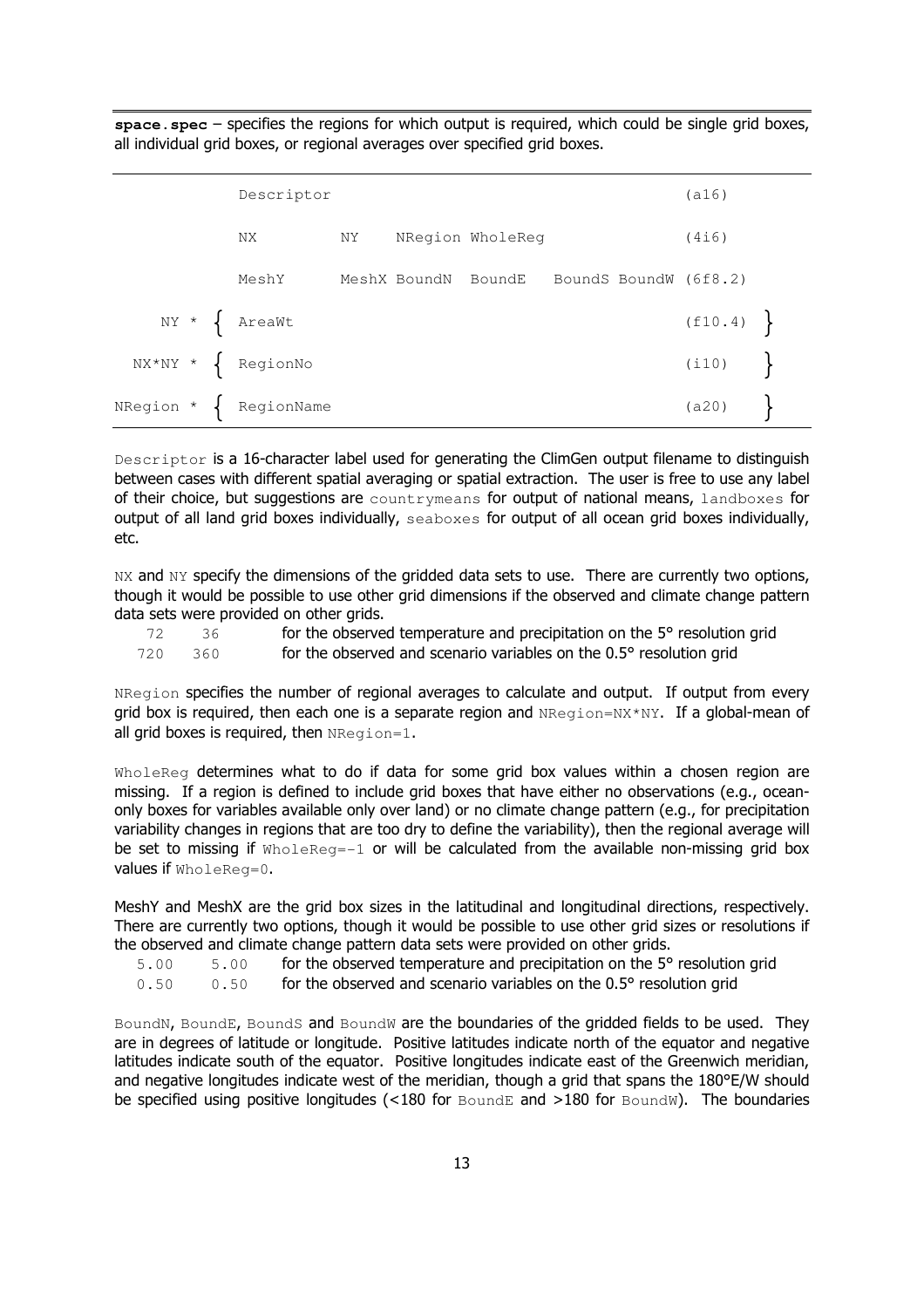**space.spec** – specifies the regions for which output is required, which could be single grid boxes, all individual grid boxes, or regional averages over specified grid boxes.

```
                 Descriptor                                                (a16)

                 NX          NY    NRegion WholeReg                        (4i6)

                 MeshY       MeshX BoundN  BoundE    BoundS BoundW (6f8.2)

      NY *  {    AreaWt                                                    (f10.4)  }

   NX*NY *  {    RegionNo                                                  (i10)    }

 NRegion *  {    RegionName                                                (a20)    }
```

`Descriptor` is a 16-character label used for generating the ClimGen output filename to distinguish between cases with different spatial averaging or spatial extraction. The user is free to use any label of their choice, but suggestions are `countrymeans` for output of national means, `landboxes` for output of all land grid boxes individually, `seaboxes` for output of all ocean grid boxes individually, etc.

`NX` and `NY` specify the dimensions of the gridded data sets to use. There are currently two options, though it would be possible to use other grid dimensions if the observed and climate change pattern data sets were provided on other grids.

| | | |
|---|---|---|
| 72 | 36 | for the observed temperature and precipitation on the 5° resolution grid |
| 720 | 360 | for the observed and scenario variables on the 0.5° resolution grid |

`NRegion` specifies the number of regional averages to calculate and output. If output from every grid box is required, then each one is a separate region and `NRegion=NX*NY`. If a global-mean of all grid boxes is required, then `NRegion=1`.

`WholeReg` determines what to do if data for some grid box values within a chosen region are missing. If a region is defined to include grid boxes that have either no observations (e.g., ocean-only boxes for variables available only over land) or no climate change pattern (e.g., for precipitation variability changes in regions that are too dry to define the variability), then the regional average will be set to missing if `WholeReg=-1` or will be calculated from the available non-missing grid box values if `WholeReg=0`.

MeshY and MeshX are the grid box sizes in the latitudinal and longitudinal directions, respectively. There are currently two options, though it would be possible to use other grid sizes or resolutions if the observed and climate change pattern data sets were provided on other grids.

| | | |
|---|---|---|
| 5.00 | 5.00 | for the observed temperature and precipitation on the 5° resolution grid |
| 0.50 | 0.50 | for the observed and scenario variables on the 0.5° resolution grid |

`BoundN`, `BoundE`, `BoundS` and `BoundW` are the boundaries of the gridded fields to be used. They are in degrees of latitude or longitude. Positive latitudes indicate north of the equator and negative latitudes indicate south of the equator. Positive longitudes indicate east of the Greenwich meridian, and negative longitudes indicate west of the meridian, though a grid that spans the 180°E/W should be specified using positive longitudes (<180 for `BoundE` and >180 for `BoundW`). The boundaries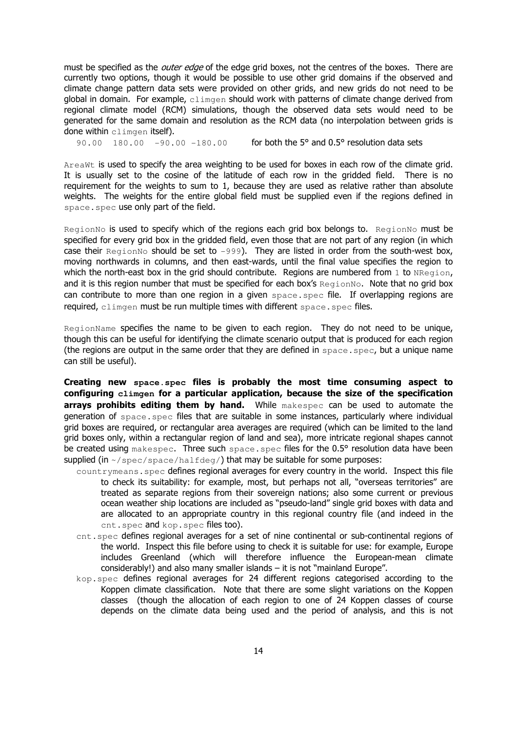must be specified as the *outer edge* of the edge grid boxes, not the centres of the boxes. There are currently two options, though it would be possible to use other grid domains if the observed and climate change pattern data sets were provided on other grids, and new grids do not need to be global in domain. For example, `climgen` should work with patterns of climate change derived from regional climate model (RCM) simulations, though the observed data sets would need to be generated for the same domain and resolution as the RCM data (no interpolation between grids is done within `climgen` itself).

`90.00 180.00 -90.00 -180.00` for both the 5° and 0.5° resolution data sets

`AreaWt` is used to specify the area weighting to be used for boxes in each row of the climate grid. It is usually set to the cosine of the latitude of each row in the gridded field. There is no requirement for the weights to sum to 1, because they are used as relative rather than absolute weights. The weights for the entire global field must be supplied even if the regions defined in `space.spec` use only part of the field.

`RegionNo` is used to specify which of the regions each grid box belongs to. `RegionNo` must be specified for every grid box in the gridded field, even those that are not part of any region (in which case their `RegionNo` should be set to `-999`). They are listed in order from the south-west box, moving northwards in columns, and then east-wards, until the final value specifies the region to which the north-east box in the grid should contribute. Regions are numbered from `1` to `NRegion`, and it is this region number that must be specified for each box's `RegionNo`. Note that no grid box can contribute to more than one region in a given `space.spec` file. If overlapping regions are required, `climgen` must be run multiple times with different `space.spec` files.

`RegionName` specifies the name to be given to each region. They do not need to be unique, though this can be useful for identifying the climate scenario output that is produced for each region (the regions are output in the same order that they are defined in `space.spec`, but a unique name can still be useful).

**Creating new `space.spec` files is probably the most time consuming aspect to configuring `climgen` for a particular application, because the size of the specification arrays prohibits editing them by hand.** While `makespec` can be used to automate the generation of `space.spec` files that are suitable in some instances, particularly where individual grid boxes are required, or rectangular area averages are required (which can be limited to the land grid boxes only, within a rectangular region of land and sea), more intricate regional shapes cannot be created using `makespec`. Three such `space.spec` files for the 0.5° resolution data have been supplied (in `~/spec/space/halfdeg/`) that may be suitable for some purposes:

- `countrymeans.spec` defines regional averages for every country in the world. Inspect this file to check its suitability: for example, most, but perhaps not all, "overseas territories" are treated as separate regions from their sovereign nations; also some current or previous ocean weather ship locations are included as "pseudo-land" single grid boxes with data and are allocated to an appropriate country in this regional country file (and indeed in the `cnt.spec` and `kop.spec` files too).
- `cnt.spec` defines regional averages for a set of nine continental or sub-continental regions of the world. Inspect this file before using to check it is suitable for use: for example, Europe includes Greenland (which will therefore influence the European-mean climate considerably!) and also many smaller islands – it is not "mainland Europe".
- `kop.spec` defines regional averages for 24 different regions categorised according to the Koppen climate classification. Note that there are some slight variations on the Koppen classes (though the allocation of each region to one of 24 Koppen classes of course depends on the climate data being used and the period of analysis, and this is not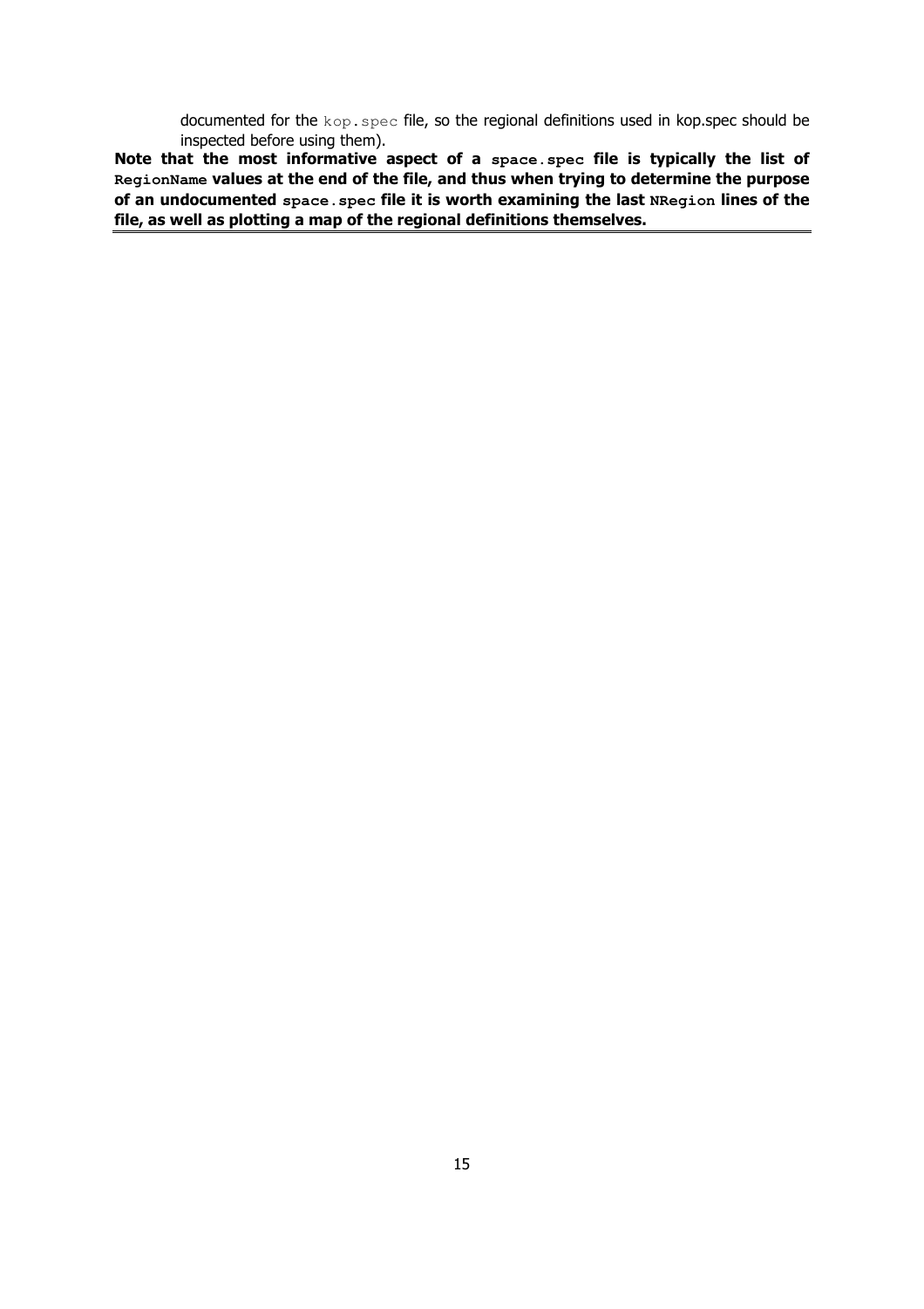documented for the `kop.spec` file, so the regional definitions used in kop.spec should be inspected before using them).

**Note that the most informative aspect of a `space.spec` file is typically the list of `RegionName` values at the end of the file, and thus when trying to determine the purpose of an undocumented `space.spec` file it is worth examining the last `NRegion` lines of the file, as well as plotting a map of the regional definitions themselves.**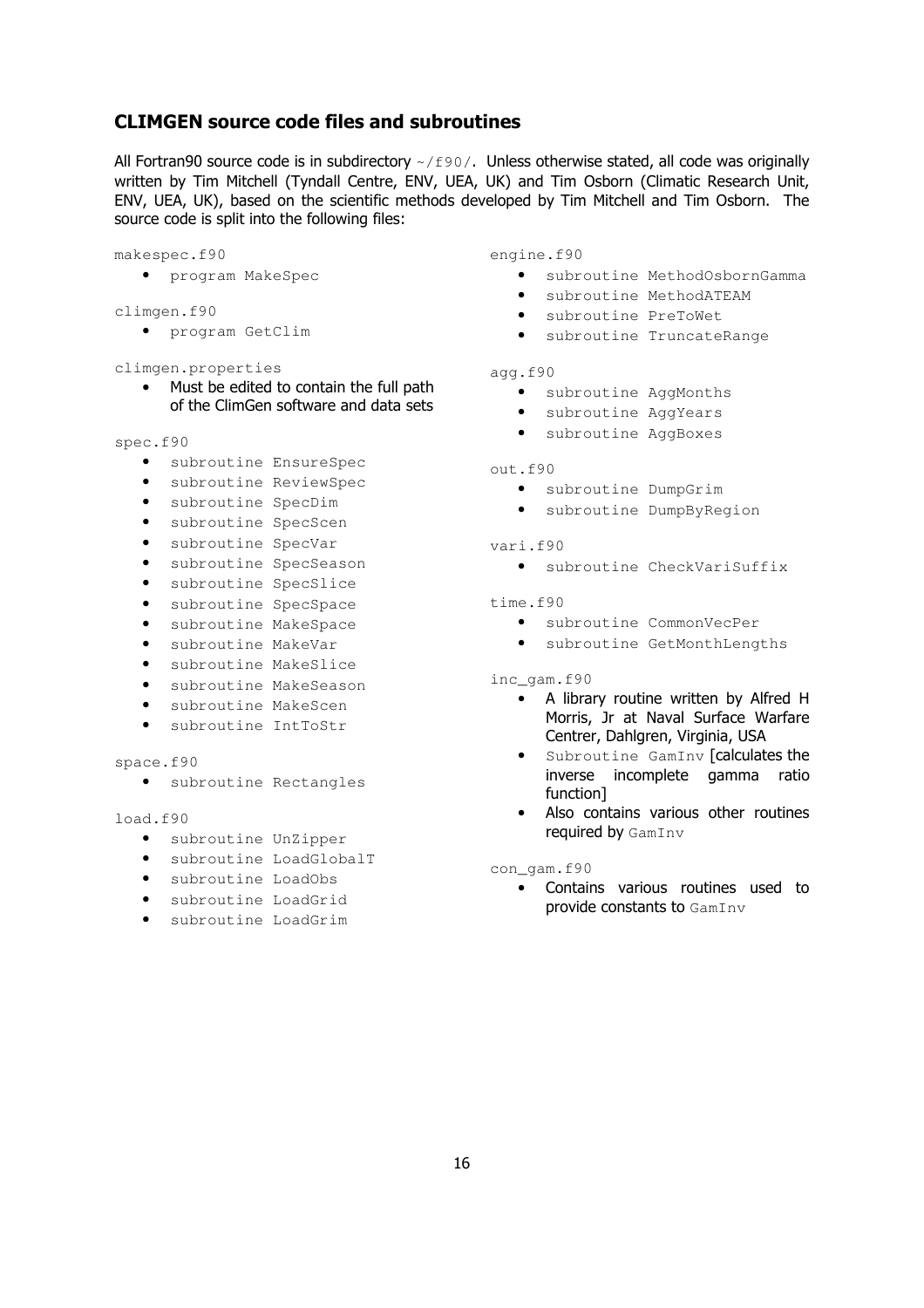## CLIMGEN source code files and subroutines

All Fortran90 source code is in subdirectory `~/f90/`. Unless otherwise stated, all code was originally written by Tim Mitchell (Tyndall Centre, ENV, UEA, UK) and Tim Osborn (Climatic Research Unit, ENV, UEA, UK), based on the scientific methods developed by Tim Mitchell and Tim Osborn. The source code is split into the following files:

`makespec.f90`

- `program MakeSpec`

`climgen.f90`

- `program GetClim`

`climgen.properties`

- Must be edited to contain the full path of the ClimGen software and data sets

`spec.f90`

- `subroutine EnsureSpec`
- `subroutine ReviewSpec`
- `subroutine SpecDim`
- `subroutine SpecScen`
- `subroutine SpecVar`
- `subroutine SpecSeason`
- `subroutine SpecSlice`
- `subroutine SpecSpace`
- `subroutine MakeSpace`
- `subroutine MakeVar`
- `subroutine MakeSlice`
- `subroutine MakeSeason`
- `subroutine MakeScen`
- `subroutine IntToStr`

`space.f90`

- `subroutine Rectangles`

`load.f90`

- `subroutine UnZipper`
- `subroutine LoadGlobalT`
- `subroutine LoadObs`
- `subroutine LoadGrid`
- `subroutine LoadGrim`

`engine.f90`

- `subroutine MethodOsbornGamma`
- `subroutine MethodATEAM`
- `subroutine PreToWet`
- `subroutine TruncateRange`

`agg.f90`

- `subroutine AggMonths`
- `subroutine AggYears`
- `subroutine AggBoxes`

`out.f90`

- `subroutine DumpGrim`
- `subroutine DumpByRegion`

`vari.f90`

- `subroutine CheckVariSuffix`

`time.f90`

- `subroutine CommonVecPer`
- `subroutine GetMonthLengths`

`inc_gam.f90`

- A library routine written by Alfred H Morris, Jr at Naval Surface Warfare Centrer, Dahlgren, Virginia, USA
- `Subroutine GamInv` [calculates the inverse incomplete gamma ratio function]
- Also contains various other routines required by `GamInv`

`con_gam.f90`

- Contains various routines used to provide constants to `GamInv`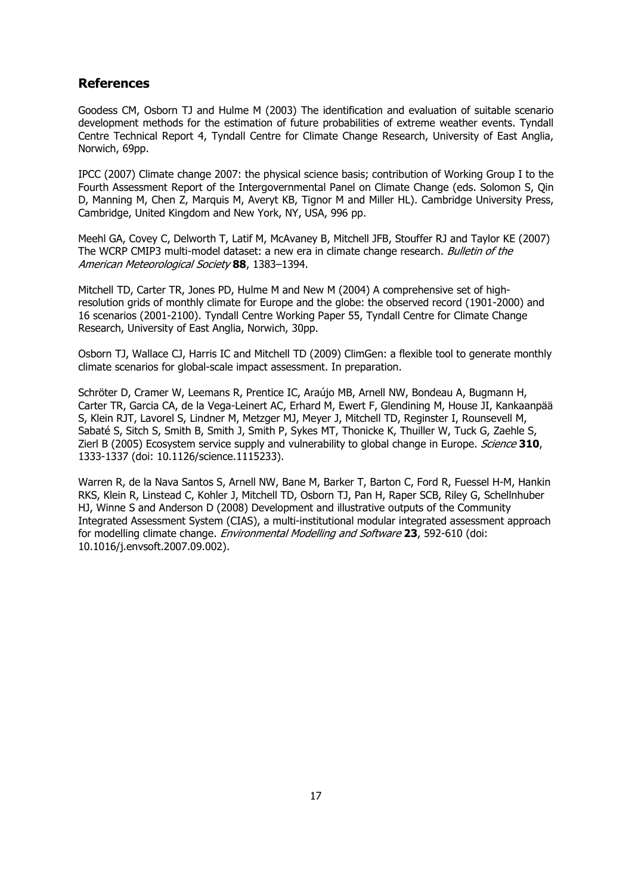## References

Goodess CM, Osborn TJ and Hulme M (2003) The identification and evaluation of suitable scenario development methods for the estimation of future probabilities of extreme weather events. Tyndall Centre Technical Report 4, Tyndall Centre for Climate Change Research, University of East Anglia, Norwich, 69pp.

IPCC (2007) Climate change 2007: the physical science basis; contribution of Working Group I to the Fourth Assessment Report of the Intergovernmental Panel on Climate Change (eds. Solomon S, Qin D, Manning M, Chen Z, Marquis M, Averyt KB, Tignor M and Miller HL). Cambridge University Press, Cambridge, United Kingdom and New York, NY, USA, 996 pp.

Meehl GA, Covey C, Delworth T, Latif M, McAvaney B, Mitchell JFB, Stouffer RJ and Taylor KE (2007) The WCRP CMIP3 multi-model dataset: a new era in climate change research. *Bulletin of the American Meteorological Society* **88**, 1383–1394.

Mitchell TD, Carter TR, Jones PD, Hulme M and New M (2004) A comprehensive set of high-resolution grids of monthly climate for Europe and the globe: the observed record (1901-2000) and 16 scenarios (2001-2100). Tyndall Centre Working Paper 55, Tyndall Centre for Climate Change Research, University of East Anglia, Norwich, 30pp.

Osborn TJ, Wallace CJ, Harris IC and Mitchell TD (2009) ClimGen: a flexible tool to generate monthly climate scenarios for global-scale impact assessment. In preparation.

Schröter D, Cramer W, Leemans R, Prentice IC, Araújo MB, Arnell NW, Bondeau A, Bugmann H, Carter TR, Garcia CA, de la Vega-Leinert AC, Erhard M, Ewert F, Glendining M, House JI, Kankaanpää S, Klein RJT, Lavorel S, Lindner M, Metzger MJ, Meyer J, Mitchell TD, Reginster I, Rounsevell M, Sabaté S, Sitch S, Smith B, Smith J, Smith P, Sykes MT, Thonicke K, Thuiller W, Tuck G, Zaehle S, Zierl B (2005) Ecosystem service supply and vulnerability to global change in Europe. *Science* **310**, 1333-1337 (doi: 10.1126/science.1115233).

Warren R, de la Nava Santos S, Arnell NW, Bane M, Barker T, Barton C, Ford R, Fuessel H-M, Hankin RKS, Klein R, Linstead C, Kohler J, Mitchell TD, Osborn TJ, Pan H, Raper SCB, Riley G, Schellnhuber HJ, Winne S and Anderson D (2008) Development and illustrative outputs of the Community Integrated Assessment System (CIAS), a multi-institutional modular integrated assessment approach for modelling climate change. *Environmental Modelling and Software* **23**, 592-610 (doi: 10.1016/j.envsoft.2007.09.002).